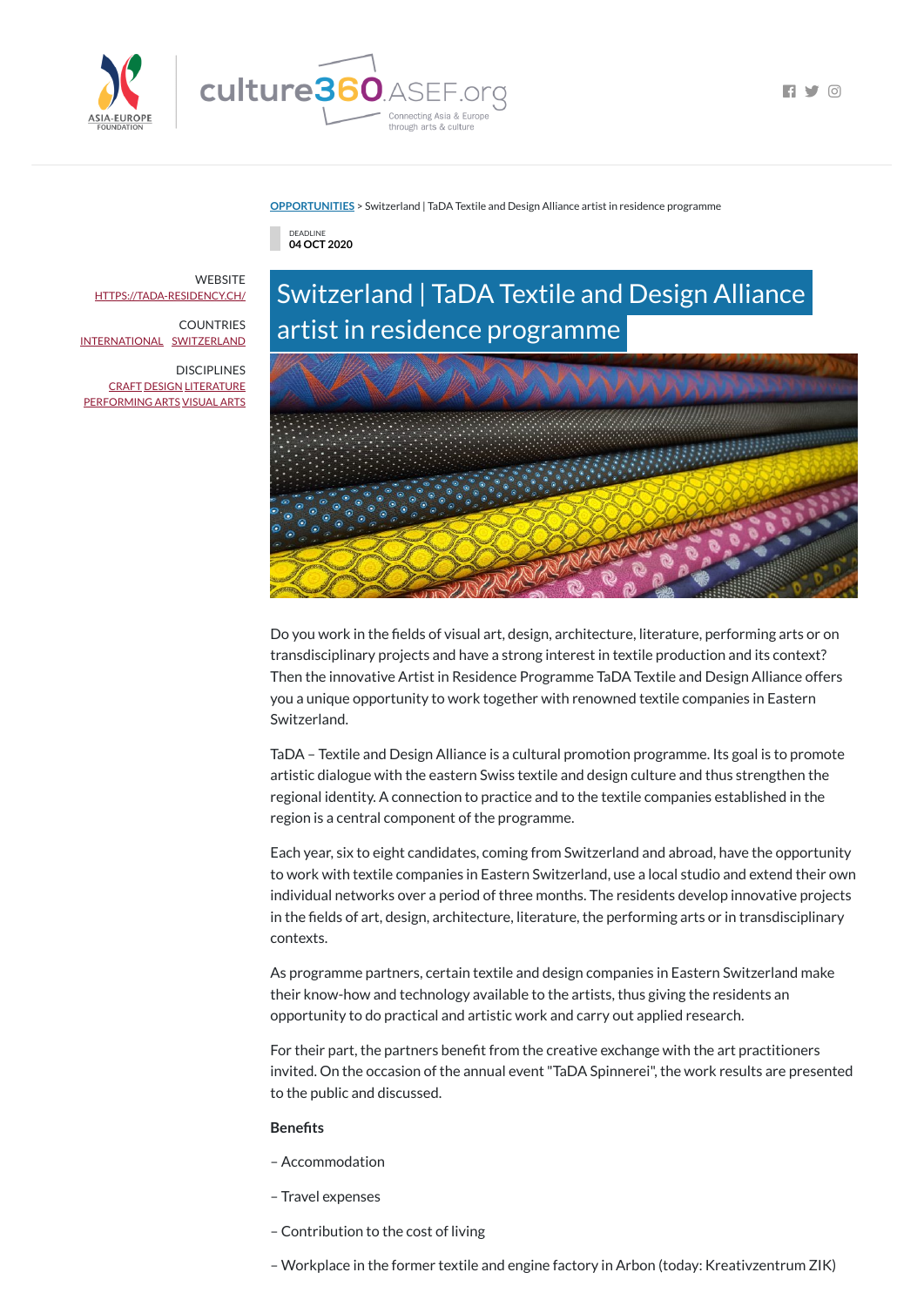[OPPORTUNITIES](#) > Switzerland | TaDA Textile and Design Alliance artist in residence programme

DEADLINE
04 OCT 2020

# Switzerland | TaDA Textile and Design Alliance artist in residence programme

WEBSITE
HTTPS://TADA-RESIDENCY.CH/

COUNTRIES
INTERNATIONAL SWITZERLAND

DISCIPLINES
CRAFT DESIGN LITERATURE
PERFORMING ARTS VISUAL ARTS

Do you work in the fields of visual art, design, architecture, literature, performing arts or on transdisciplinary projects and have a strong interest in textile production and its context? Then the innovative Artist in Residence Programme TaDA Textile and Design Alliance offers you a unique opportunity to work together with renowned textile companies in Eastern Switzerland.

TaDA – Textile and Design Alliance is a cultural promotion programme. Its goal is to promote artistic dialogue with the eastern Swiss textile and design culture and thus strengthen the regional identity. A connection to practice and to the textile companies established in the region is a central component of the programme.

Each year, six to eight candidates, coming from Switzerland and abroad, have the opportunity to work with textile companies in Eastern Switzerland, use a local studio and extend their own individual networks over a period of three months. The residents develop innovative projects in the fields of art, design, architecture, literature, the performing arts or in transdisciplinary contexts.

As programme partners, certain textile and design companies in Eastern Switzerland make their know-how and technology available to the artists, thus giving the residents an opportunity to do practical and artistic work and carry out applied research.

For their part, the partners benefit from the creative exchange with the art practitioners invited. On the occasion of the annual event "TaDA Spinnerei", the work results are presented to the public and discussed.

**Benefits**

– Accommodation

– Travel expenses

– Contribution to the cost of living

– Workplace in the former textile and engine factory in Arbon (today: Kreativzentrum ZIK)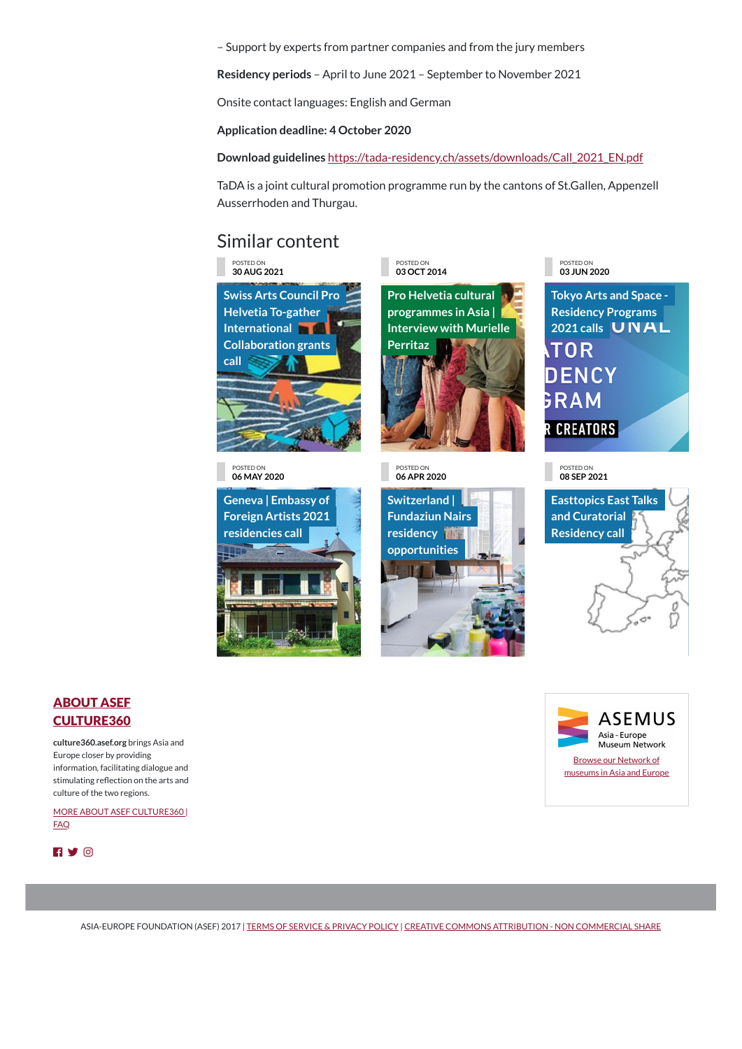– Support by experts from partner companies and from the jury members

**Residency periods** – April to June 2021 – September to November 2021

Onsite contact languages: English and German

**Application deadline: 4 October 2020**

**Download guidelines** https://tada-residency.ch/assets/downloads/Call_2021_EN.pdf

TaDA is a joint cultural promotion programme run by the cantons of St.Gallen, Appenzell Ausserrhoden and Thurgau.

## Similar content

POSTED ON
30 AUG 2021
Swiss Arts Council Pro Helvetia To-gather International Collaboration grants call

POSTED ON
03 OCT 2014
Pro Helvetia cultural programmes in Asia | Interview with Murielle Perritaz

POSTED ON
03 JUN 2020
Tokyo Arts and Space - Residency Programs 2021 calls

POSTED ON
06 MAY 2020
Geneva | Embassy of Foreign Artists 2021 residencies call

POSTED ON
06 APR 2020
Switzerland | Fundaziun Nairs residency opportunities

POSTED ON
08 SEP 2021
Easttopics East Talks and Curatorial Residency call

## ABOUT ASEF CULTURE360

**culture360.asef.org** brings Asia and Europe closer by providing information, facilitating dialogue and stimulating reflection on the arts and culture of the two regions.

MORE ABOUT ASEF CULTURE360 | FAQ

ASEMUS
Asia - Europe Museum Network

Browse our Network of museums in Asia and Europe

ASIA-EUROPE FOUNDATION (ASEF) 2017 | TERMS OF SERVICE & PRIVACY POLICY | CREATIVE COMMONS ATTRIBUTION - NON COMMERCIAL SHARE